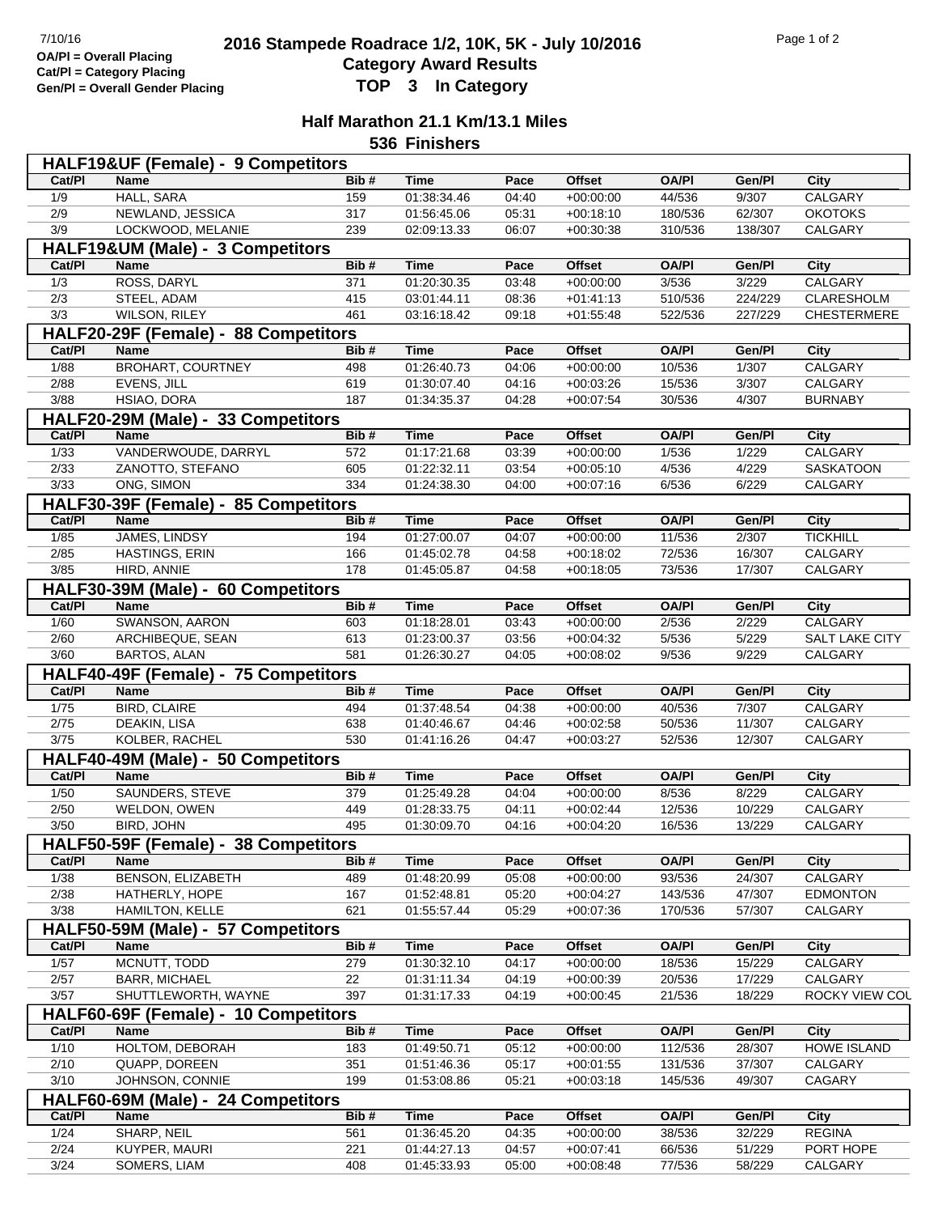7/10/16

OA/Pl = Overall Placing
Cat/Pl = Category Placing
Gen/Pl = Overall Gender Placing

# 2016 Stampede Roadrace 1/2, 10K, 5K - July 10/2016
## Category Award Results
## TOP 3 In Category

### Half Marathon 21.1 Km/13.1 Miles
### 536 Finishers

**HALF19&UF (Female) - 9 Competitors**

| Cat/Pl | Name | Bib # | Time | Pace | Offset | OA/Pl | Gen/Pl | City |
|---|---|---|---|---|---|---|---|---|
| 1/9 | HALL, SARA | 159 | 01:38:34.46 | 04:40 | +00:00:00 | 44/536 | 9/307 | CALGARY |
| 2/9 | NEWLAND, JESSICA | 317 | 01:56:45.06 | 05:31 | +00:18:10 | 180/536 | 62/307 | OKOTOKS |
| 3/9 | LOCKWOOD, MELANIE | 239 | 02:09:13.33 | 06:07 | +00:30:38 | 310/536 | 138/307 | CALGARY |

**HALF19&UM (Male) - 3 Competitors**

| Cat/Pl | Name | Bib # | Time | Pace | Offset | OA/Pl | Gen/Pl | City |
|---|---|---|---|---|---|---|---|---|
| 1/3 | ROSS, DARYL | 371 | 01:20:30.35 | 03:48 | +00:00:00 | 3/536 | 3/229 | CALGARY |
| 2/3 | STEEL, ADAM | 415 | 03:01:44.11 | 08:36 | +01:41:13 | 510/536 | 224/229 | CLARESHOLM |
| 3/3 | WILSON, RILEY | 461 | 03:16:18.42 | 09:18 | +01:55:48 | 522/536 | 227/229 | CHESTERMERE |

**HALF20-29F (Female) - 88 Competitors**

| Cat/Pl | Name | Bib # | Time | Pace | Offset | OA/Pl | Gen/Pl | City |
|---|---|---|---|---|---|---|---|---|
| 1/88 | BROHART, COURTNEY | 498 | 01:26:40.73 | 04:06 | +00:00:00 | 10/536 | 1/307 | CALGARY |
| 2/88 | EVENS, JILL | 619 | 01:30:07.40 | 04:16 | +00:03:26 | 15/536 | 3/307 | CALGARY |
| 3/88 | HSIAO, DORA | 187 | 01:34:35.37 | 04:28 | +00:07:54 | 30/536 | 4/307 | BURNABY |

**HALF20-29M (Male) - 33 Competitors**

| Cat/Pl | Name | Bib # | Time | Pace | Offset | OA/Pl | Gen/Pl | City |
|---|---|---|---|---|---|---|---|---|
| 1/33 | VANDERWOUDE, DARRYL | 572 | 01:17:21.68 | 03:39 | +00:00:00 | 1/536 | 1/229 | CALGARY |
| 2/33 | ZANOTTO, STEFANO | 605 | 01:22:32.11 | 03:54 | +00:05:10 | 4/536 | 4/229 | SASKATOON |
| 3/33 | ONG, SIMON | 334 | 01:24:38.30 | 04:00 | +00:07:16 | 6/536 | 6/229 | CALGARY |

**HALF30-39F (Female) - 85 Competitors**

| Cat/Pl | Name | Bib # | Time | Pace | Offset | OA/Pl | Gen/Pl | City |
|---|---|---|---|---|---|---|---|---|
| 1/85 | JAMES, LINDSY | 194 | 01:27:00.07 | 04:07 | +00:00:00 | 11/536 | 2/307 | TICKHILL |
| 2/85 | HASTINGS, ERIN | 166 | 01:45:02.78 | 04:58 | +00:18:02 | 72/536 | 16/307 | CALGARY |
| 3/85 | HIRD, ANNIE | 178 | 01:45:05.87 | 04:58 | +00:18:05 | 73/536 | 17/307 | CALGARY |

**HALF30-39M (Male) - 60 Competitors**

| Cat/Pl | Name | Bib # | Time | Pace | Offset | OA/Pl | Gen/Pl | City |
|---|---|---|---|---|---|---|---|---|
| 1/60 | SWANSON, AARON | 603 | 01:18:28.01 | 03:43 | +00:00:00 | 2/536 | 2/229 | CALGARY |
| 2/60 | ARCHIBEQUE, SEAN | 613 | 01:23:00.37 | 03:56 | +00:04:32 | 5/536 | 5/229 | SALT LAKE CITY |
| 3/60 | BARTOS, ALAN | 581 | 01:26:30.27 | 04:05 | +00:08:02 | 9/536 | 9/229 | CALGARY |

**HALF40-49F (Female) - 75 Competitors**

| Cat/Pl | Name | Bib # | Time | Pace | Offset | OA/Pl | Gen/Pl | City |
|---|---|---|---|---|---|---|---|---|
| 1/75 | BIRD, CLAIRE | 494 | 01:37:48.54 | 04:38 | +00:00:00 | 40/536 | 7/307 | CALGARY |
| 2/75 | DEAKIN, LISA | 638 | 01:40:46.67 | 04:46 | +00:02:58 | 50/536 | 11/307 | CALGARY |
| 3/75 | KOLBER, RACHEL | 530 | 01:41:16.26 | 04:47 | +00:03:27 | 52/536 | 12/307 | CALGARY |

**HALF40-49M (Male) - 50 Competitors**

| Cat/Pl | Name | Bib # | Time | Pace | Offset | OA/Pl | Gen/Pl | City |
|---|---|---|---|---|---|---|---|---|
| 1/50 | SAUNDERS, STEVE | 379 | 01:25:49.28 | 04:04 | +00:00:00 | 8/536 | 8/229 | CALGARY |
| 2/50 | WELDON, OWEN | 449 | 01:28:33.75 | 04:11 | +00:02:44 | 12/536 | 10/229 | CALGARY |
| 3/50 | BIRD, JOHN | 495 | 01:30:09.70 | 04:16 | +00:04:20 | 16/536 | 13/229 | CALGARY |

**HALF50-59F (Female) - 38 Competitors**

| Cat/Pl | Name | Bib # | Time | Pace | Offset | OA/Pl | Gen/Pl | City |
|---|---|---|---|---|---|---|---|---|
| 1/38 | BENSON, ELIZABETH | 489 | 01:48:20.99 | 05:08 | +00:00:00 | 93/536 | 24/307 | CALGARY |
| 2/38 | HATHERLY, HOPE | 167 | 01:52:48.81 | 05:20 | +00:04:27 | 143/536 | 47/307 | EDMONTON |
| 3/38 | HAMILTON, KELLE | 621 | 01:55:57.44 | 05:29 | +00:07:36 | 170/536 | 57/307 | CALGARY |

**HALF50-59M (Male) - 57 Competitors**

| Cat/Pl | Name | Bib # | Time | Pace | Offset | OA/Pl | Gen/Pl | City |
|---|---|---|---|---|---|---|---|---|
| 1/57 | MCNUTT, TODD | 279 | 01:30:32.10 | 04:17 | +00:00:00 | 18/536 | 15/229 | CALGARY |
| 2/57 | BARR, MICHAEL | 22 | 01:31:11.34 | 04:19 | +00:00:39 | 20/536 | 17/229 | CALGARY |
| 3/57 | SHUTTLEWORTH, WAYNE | 397 | 01:31:17.33 | 04:19 | +00:00:45 | 21/536 | 18/229 | ROCKY VIEW COU |

**HALF60-69F (Female) - 10 Competitors**

| Cat/Pl | Name | Bib # | Time | Pace | Offset | OA/Pl | Gen/Pl | City |
|---|---|---|---|---|---|---|---|---|
| 1/10 | HOLTOM, DEBORAH | 183 | 01:49:50.71 | 05:12 | +00:00:00 | 112/536 | 28/307 | HOWE ISLAND |
| 2/10 | QUAPP, DOREEN | 351 | 01:51:46.36 | 05:17 | +00:01:55 | 131/536 | 37/307 | CALGARY |
| 3/10 | JOHNSON, CONNIE | 199 | 01:53:08.86 | 05:21 | +00:03:18 | 145/536 | 49/307 | CAGARY |

**HALF60-69M (Male) - 24 Competitors**

| Cat/Pl | Name | Bib # | Time | Pace | Offset | OA/Pl | Gen/Pl | City |
|---|---|---|---|---|---|---|---|---|
| 1/24 | SHARP, NEIL | 561 | 01:36:45.20 | 04:35 | +00:00:00 | 38/536 | 32/229 | REGINA |
| 2/24 | KUYPER, MAURI | 221 | 01:44:27.13 | 04:57 | +00:07:41 | 66/536 | 51/229 | PORT HOPE |
| 3/24 | SOMERS, LIAM | 408 | 01:45:33.93 | 05:00 | +00:08:48 | 77/536 | 58/229 | CALGARY |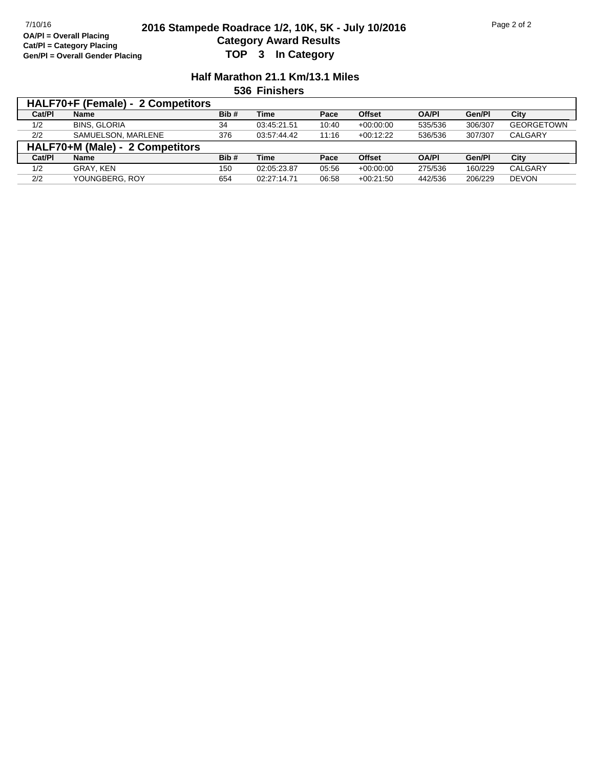OA/Pl = Overall Placing
Cat/Pl = Category Placing
Gen/Pl = Overall Gender Placing

# 2016 Stampede Roadrace 1/2, 10K, 5K - July 10/2016

## Category Award Results

## TOP 3 In Category

### Half Marathon 21.1 Km/13.1 Miles

### 536 Finishers

**HALF70+F (Female) - 2 Competitors**

| Cat/Pl | Name | Bib # | Time | Pace | Offset | OA/Pl | Gen/Pl | City |
|---|---|---|---|---|---|---|---|---|
| 1/2 | BINS, GLORIA | 34 | 03:45:21.51 | 10:40 | +00:00:00 | 535/536 | 306/307 | GEORGETOWN |
| 2/2 | SAMUELSON, MARLENE | 376 | 03:57:44.42 | 11:16 | +00:12:22 | 536/536 | 307/307 | CALGARY |

**HALF70+M (Male) - 2 Competitors**

| Cat/Pl | Name | Bib # | Time | Pace | Offset | OA/Pl | Gen/Pl | City |
|---|---|---|---|---|---|---|---|---|
| 1/2 | GRAY, KEN | 150 | 02:05:23.87 | 05:56 | +00:00:00 | 275/536 | 160/229 | CALGARY |
| 2/2 | YOUNGBERG, ROY | 654 | 02:27:14.71 | 06:58 | +00:21:50 | 442/536 | 206/229 | DEVON |